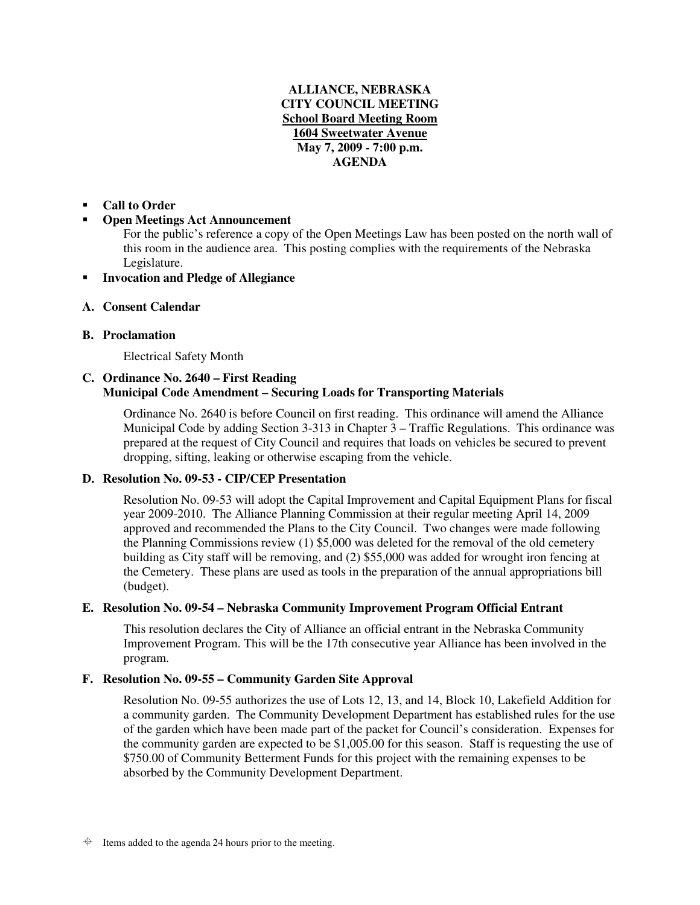**ALLIANCE, NEBRASKA**
**CITY COUNCIL MEETING**
**School Board Meeting Room**
**1604 Sweetwater Avenue**
**May 7, 2009 - 7:00 p.m.**
**AGENDA**

- **Call to Order**
- **Open Meetings Act Announcement**

  For the public's reference a copy of the Open Meetings Law has been posted on the north wall of this room in the audience area. This posting complies with the requirements of the Nebraska Legislature.
- **Invocation and Pledge of Allegiance**

**A. Consent Calendar**

**B. Proclamation**

Electrical Safety Month

**C. Ordinance No. 2640 – First Reading**
**Municipal Code Amendment – Securing Loads for Transporting Materials**

Ordinance No. 2640 is before Council on first reading. This ordinance will amend the Alliance Municipal Code by adding Section 3-313 in Chapter 3 – Traffic Regulations. This ordinance was prepared at the request of City Council and requires that loads on vehicles be secured to prevent dropping, sifting, leaking or otherwise escaping from the vehicle.

**D. Resolution No. 09-53 - CIP/CEP Presentation**

Resolution No. 09-53 will adopt the Capital Improvement and Capital Equipment Plans for fiscal year 2009-2010. The Alliance Planning Commission at their regular meeting April 14, 2009 approved and recommended the Plans to the City Council. Two changes were made following the Planning Commissions review (1) $5,000 was deleted for the removal of the old cemetery building as City staff will be removing, and (2) $55,000 was added for wrought iron fencing at the Cemetery. These plans are used as tools in the preparation of the annual appropriations bill (budget).

**E. Resolution No. 09-54 – Nebraska Community Improvement Program Official Entrant**

This resolution declares the City of Alliance an official entrant in the Nebraska Community Improvement Program. This will be the 17th consecutive year Alliance has been involved in the program.

**F. Resolution No. 09-55 – Community Garden Site Approval**

Resolution No. 09-55 authorizes the use of Lots 12, 13, and 14, Block 10, Lakefield Addition for a community garden. The Community Development Department has established rules for the use of the garden which have been made part of the packet for Council's consideration. Expenses for the community garden are expected to be $1,005.00 for this season. Staff is requesting the use of $750.00 of Community Betterment Funds for this project with the remaining expenses to be absorbed by the Community Development Department.

⌖ Items added to the agenda 24 hours prior to the meeting.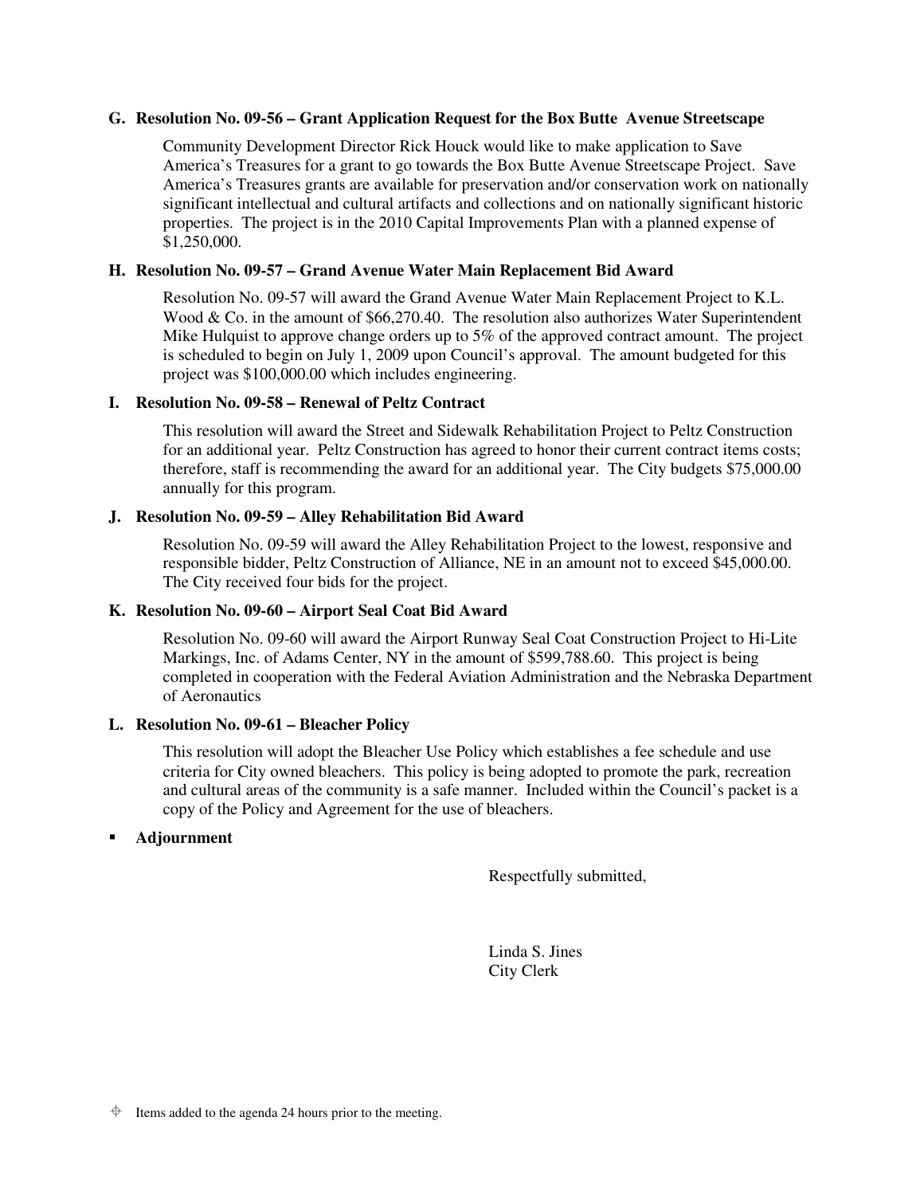**G. Resolution No. 09-56 – Grant Application Request for the Box Butte Avenue Streetscape**

Community Development Director Rick Houck would like to make application to Save America's Treasures for a grant to go towards the Box Butte Avenue Streetscape Project. Save America's Treasures grants are available for preservation and/or conservation work on nationally significant intellectual and cultural artifacts and collections and on nationally significant historic properties. The project is in the 2010 Capital Improvements Plan with a planned expense of $1,250,000.

**H. Resolution No. 09-57 – Grand Avenue Water Main Replacement Bid Award**

Resolution No. 09-57 will award the Grand Avenue Water Main Replacement Project to K.L. Wood & Co. in the amount of $66,270.40. The resolution also authorizes Water Superintendent Mike Hulquist to approve change orders up to 5% of the approved contract amount. The project is scheduled to begin on July 1, 2009 upon Council's approval. The amount budgeted for this project was $100,000.00 which includes engineering.

**I. Resolution No. 09-58 – Renewal of Peltz Contract**

This resolution will award the Street and Sidewalk Rehabilitation Project to Peltz Construction for an additional year. Peltz Construction has agreed to honor their current contract items costs; therefore, staff is recommending the award for an additional year. The City budgets $75,000.00 annually for this program.

**J. Resolution No. 09-59 – Alley Rehabilitation Bid Award**

Resolution No. 09-59 will award the Alley Rehabilitation Project to the lowest, responsive and responsible bidder, Peltz Construction of Alliance, NE in an amount not to exceed $45,000.00. The City received four bids for the project.

**K. Resolution No. 09-60 – Airport Seal Coat Bid Award**

Resolution No. 09-60 will award the Airport Runway Seal Coat Construction Project to Hi-Lite Markings, Inc. of Adams Center, NY in the amount of $599,788.60. This project is being completed in cooperation with the Federal Aviation Administration and the Nebraska Department of Aeronautics

**L. Resolution No. 09-61 – Bleacher Policy**

This resolution will adopt the Bleacher Use Policy which establishes a fee schedule and use criteria for City owned bleachers. This policy is being adopted to promote the park, recreation and cultural areas of the community is a safe manner. Included within the Council's packet is a copy of the Policy and Agreement for the use of bleachers.

- **Adjournment**

Respectfully submitted,

Linda S. Jines
City Clerk

⌖ Items added to the agenda 24 hours prior to the meeting.